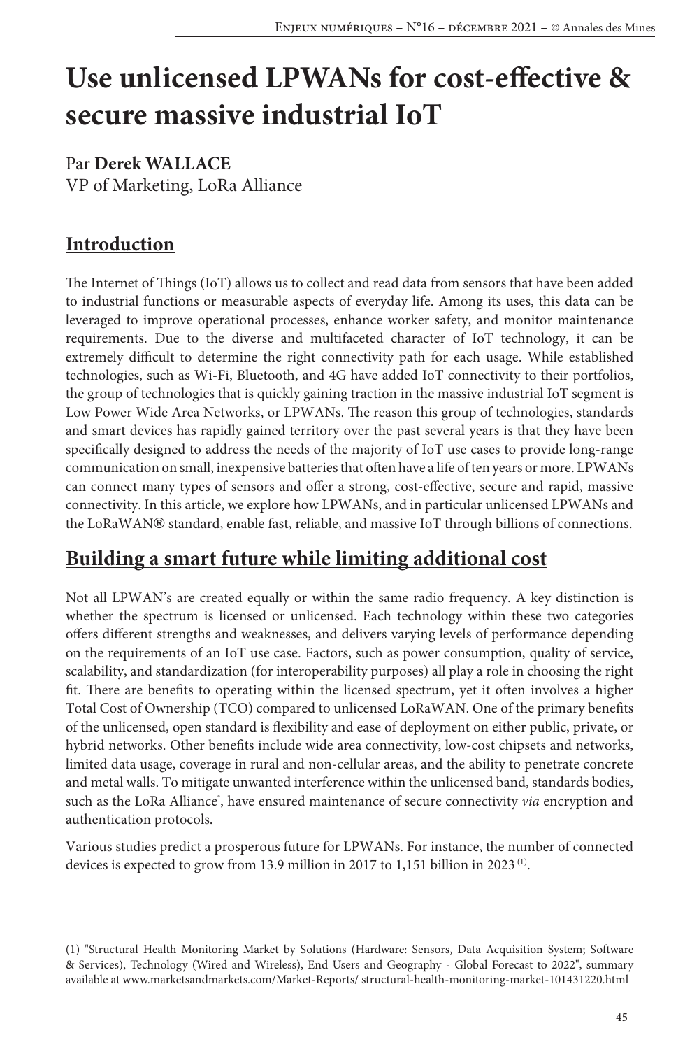# Use unlicensed LPWANs for cost-effective & secure massive industrial IoT

Par **Derek WALLACE**
VP of Marketing, LoRa Alliance

## Introduction

The Internet of Things (IoT) allows us to collect and read data from sensors that have been added to industrial functions or measurable aspects of everyday life. Among its uses, this data can be leveraged to improve operational processes, enhance worker safety, and monitor maintenance requirements. Due to the diverse and multifaceted character of IoT technology, it can be extremely difficult to determine the right connectivity path for each usage. While established technologies, such as Wi-Fi, Bluetooth, and 4G have added IoT connectivity to their portfolios, the group of technologies that is quickly gaining traction in the massive industrial IoT segment is Low Power Wide Area Networks, or LPWANs. The reason this group of technologies, standards and smart devices has rapidly gained territory over the past several years is that they have been specifically designed to address the needs of the majority of IoT use cases to provide long-range communication on small, inexpensive batteries that often have a life of ten years or more. LPWANs can connect many types of sensors and offer a strong, cost-effective, secure and rapid, massive connectivity. In this article, we explore how LPWANs, and in particular unlicensed LPWANs and the LoRaWAN® standard, enable fast, reliable, and massive IoT through billions of connections.

## Building a smart future while limiting additional cost

Not all LPWAN's are created equally or within the same radio frequency. A key distinction is whether the spectrum is licensed or unlicensed. Each technology within these two categories offers different strengths and weaknesses, and delivers varying levels of performance depending on the requirements of an IoT use case. Factors, such as power consumption, quality of service, scalability, and standardization (for interoperability purposes) all play a role in choosing the right fit. There are benefits to operating within the licensed spectrum, yet it often involves a higher Total Cost of Ownership (TCO) compared to unlicensed LoRaWAN. One of the primary benefits of the unlicensed, open standard is flexibility and ease of deployment on either public, private, or hybrid networks. Other benefits include wide area connectivity, low-cost chipsets and networks, limited data usage, coverage in rural and non-cellular areas, and the ability to penetrate concrete and metal walls. To mitigate unwanted interference within the unlicensed band, standards bodies, such as the LoRa Alliance®, have ensured maintenance of secure connectivity *via* encryption and authentication protocols.

Various studies predict a prosperous future for LPWANs. For instance, the number of connected devices is expected to grow from 13.9 million in 2017 to 1,151 billion in 2023 [1].

---

(1) "Structural Health Monitoring Market by Solutions (Hardware: Sensors, Data Acquisition System; Software & Services), Technology (Wired and Wireless), End Users and Geography - Global Forecast to 2022", summary available at www.marketsandmarkets.com/Market-Reports/ structural-health-monitoring-market-101431220.html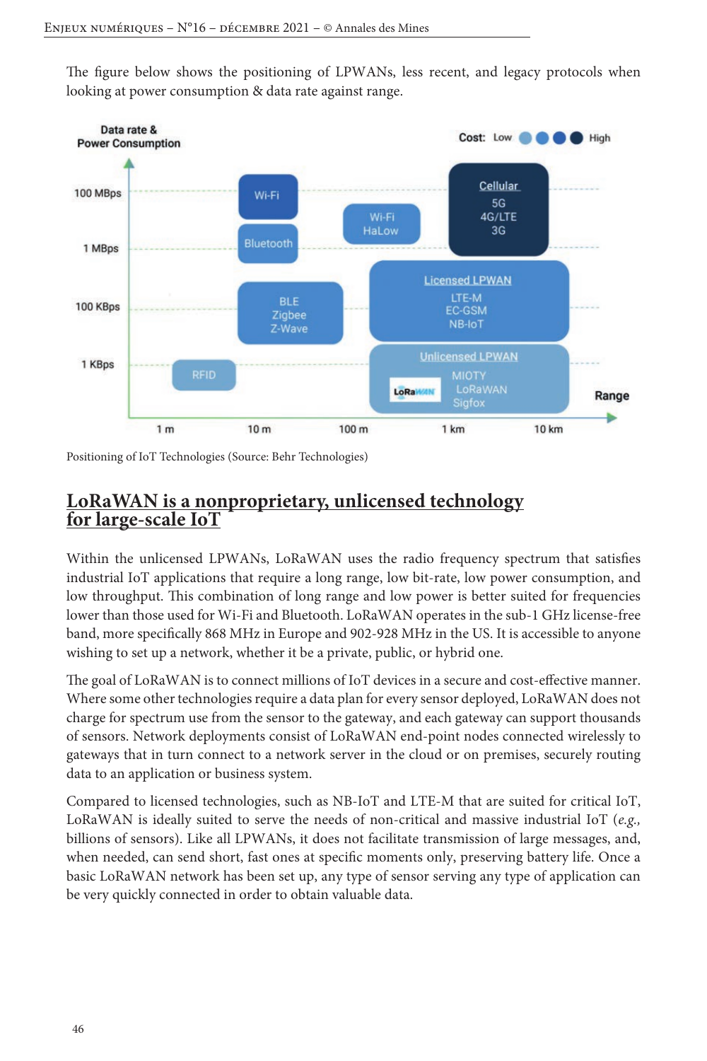The figure below shows the positioning of LPWANs, less recent, and legacy protocols when looking at power consumption & data rate against range.

Positioning of IoT Technologies (Source: Behr Technologies)

## LoRaWAN is a nonproprietary, unlicensed technology for large-scale IoT

Within the unlicensed LPWANs, LoRaWAN uses the radio frequency spectrum that satisfies industrial IoT applications that require a long range, low bit-rate, low power consumption, and low throughput. This combination of long range and low power is better suited for frequencies lower than those used for Wi-Fi and Bluetooth. LoRaWAN operates in the sub-1 GHz license-free band, more specifically 868 MHz in Europe and 902-928 MHz in the US. It is accessible to anyone wishing to set up a network, whether it be a private, public, or hybrid one.

The goal of LoRaWAN is to connect millions of IoT devices in a secure and cost-effective manner. Where some other technologies require a data plan for every sensor deployed, LoRaWAN does not charge for spectrum use from the sensor to the gateway, and each gateway can support thousands of sensors. Network deployments consist of LoRaWAN end-point nodes connected wirelessly to gateways that in turn connect to a network server in the cloud or on premises, securely routing data to an application or business system.

Compared to licensed technologies, such as NB-IoT and LTE-M that are suited for critical IoT, LoRaWAN is ideally suited to serve the needs of non-critical and massive industrial IoT (*e.g.,* billions of sensors). Like all LPWANs, it does not facilitate transmission of large messages, and, when needed, can send short, fast ones at specific moments only, preserving battery life. Once a basic LoRaWAN network has been set up, any type of sensor serving any type of application can be very quickly connected in order to obtain valuable data.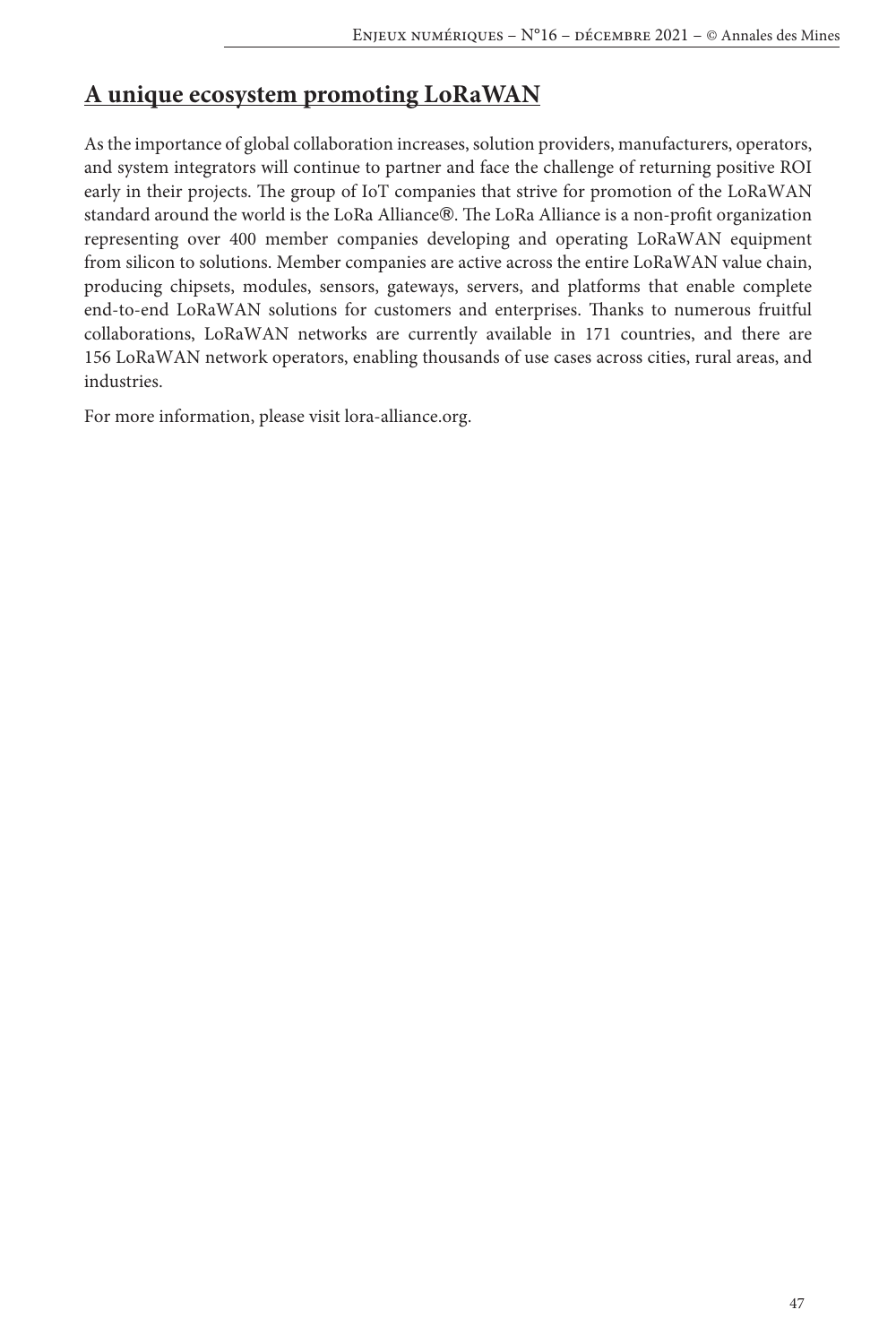## A unique ecosystem promoting LoRaWAN

As the importance of global collaboration increases, solution providers, manufacturers, operators, and system integrators will continue to partner and face the challenge of returning positive ROI early in their projects. The group of IoT companies that strive for promotion of the LoRaWAN standard around the world is the LoRa Alliance®. The LoRa Alliance is a non-profit organization representing over 400 member companies developing and operating LoRaWAN equipment from silicon to solutions. Member companies are active across the entire LoRaWAN value chain, producing chipsets, modules, sensors, gateways, servers, and platforms that enable complete end-to-end LoRaWAN solutions for customers and enterprises. Thanks to numerous fruitful collaborations, LoRaWAN networks are currently available in 171 countries, and there are 156 LoRaWAN network operators, enabling thousands of use cases across cities, rural areas, and industries.

For more information, please visit lora-alliance.org.